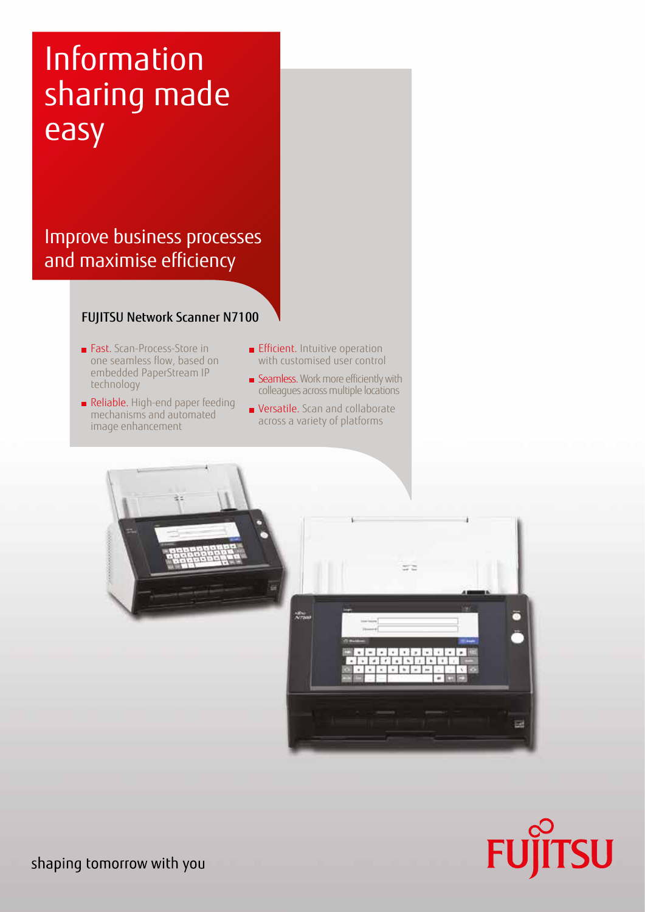# Information sharing made easy

## Improve business processes and maximise efficiency

### FUJITSU Network Scanner N7100

- **Fast.** Scan-Process-Store in one seamless flow, based on embedded PaperStream IP technology
- **Reliable.** High-end paper feeding mechanisms and automated image enhancement
- **Efficient.** Intuitive operation with customised user control
- **Seamless.** Work more efficiently with colleagues across multiple locations
- **Versatile.** Scan and collaborate across a variety of platforms

shaping tomorrow with you

FUJITSU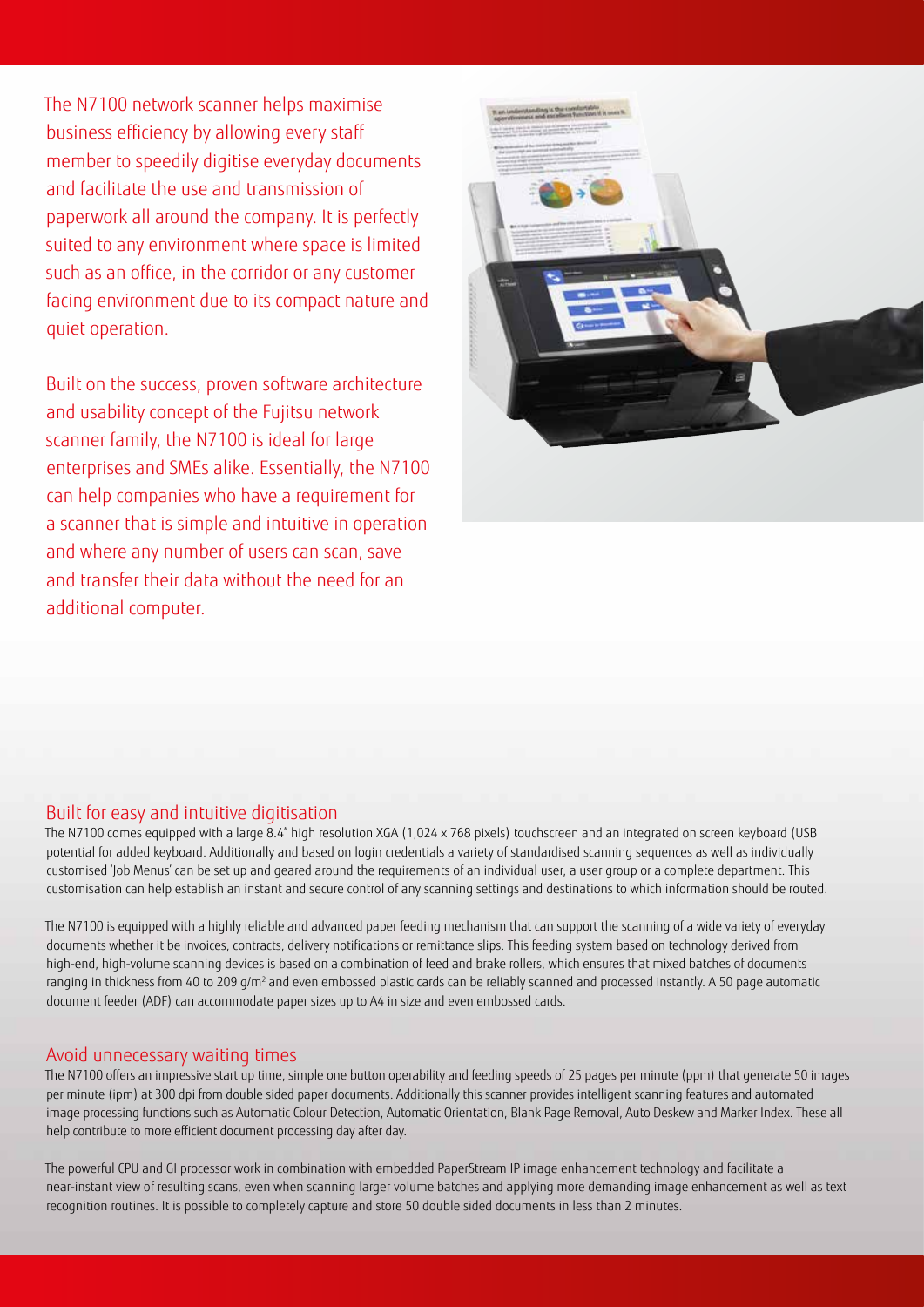The N7100 network scanner helps maximise business efficiency by allowing every staff member to speedily digitise everyday documents and facilitate the use and transmission of paperwork all around the company. It is perfectly suited to any environment where space is limited such as an office, in the corridor or any customer facing environment due to its compact nature and quiet operation.

Built on the success, proven software architecture and usability concept of the Fujitsu network scanner family, the N7100 is ideal for large enterprises and SMEs alike. Essentially, the N7100 can help companies who have a requirement for a scanner that is simple and intuitive in operation and where any number of users can scan, save and transfer their data without the need for an additional computer.

## Built for easy and intuitive digitisation

The N7100 comes equipped with a large 8.4" high resolution XGA (1,024 x 768 pixels) touchscreen and an integrated on screen keyboard (USB potential for added keyboard. Additionally and based on login credentials a variety of standardised scanning sequences as well as individually customised 'Job Menus' can be set up and geared around the requirements of an individual user, a user group or a complete department. This customisation can help establish an instant and secure control of any scanning settings and destinations to which information should be routed.

The N7100 is equipped with a highly reliable and advanced paper feeding mechanism that can support the scanning of a wide variety of everyday documents whether it be invoices, contracts, delivery notifications or remittance slips. This feeding system based on technology derived from high-end, high-volume scanning devices is based on a combination of feed and brake rollers, which ensures that mixed batches of documents ranging in thickness from 40 to 209 $g/m^2$ and even embossed plastic cards can be reliably scanned and processed instantly. A 50 page automatic document feeder (ADF) can accommodate paper sizes up to A4 in size and even embossed cards.

## Avoid unnecessary waiting times

The N7100 offers an impressive start up time, simple one button operability and feeding speeds of 25 pages per minute (ppm) that generate 50 images per minute (ipm) at 300 dpi from double sided paper documents. Additionally this scanner provides intelligent scanning features and automated image processing functions such as Automatic Colour Detection, Automatic Orientation, Blank Page Removal, Auto Deskew and Marker Index. These all help contribute to more efficient document processing day after day.

The powerful CPU and GI processor work in combination with embedded PaperStream IP image enhancement technology and facilitate a near-instant view of resulting scans, even when scanning larger volume batches and applying more demanding image enhancement as well as text recognition routines. It is possible to completely capture and store 50 double sided documents in less than 2 minutes.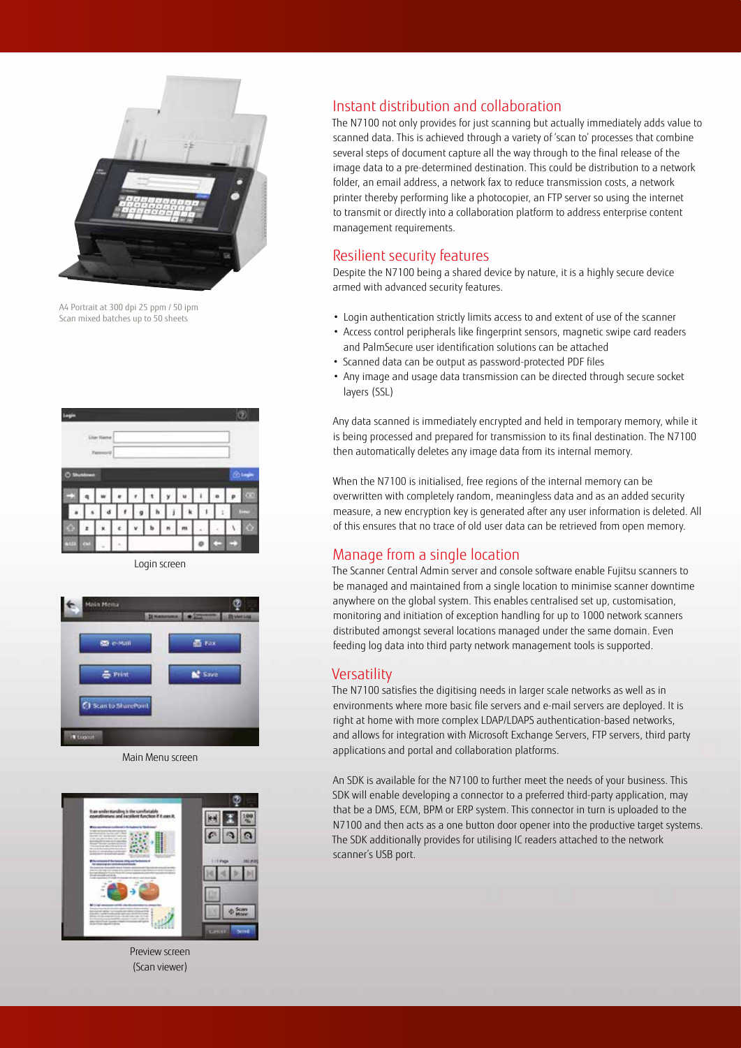A4 Portrait at 300 dpi 25 ppm / 50 ipm
Scan mixed batches up to 50 sheets

Login screen

Main Menu screen

Preview screen
(Scan viewer)

## Instant distribution and collaboration

The N7100 not only provides for just scanning but actually immediately adds value to scanned data. This is achieved through a variety of 'scan to' processes that combine several steps of document capture all the way through to the final release of the image data to a pre-determined destination. This could be distribution to a network folder, an email address, a network fax to reduce transmission costs, a network printer thereby performing like a photocopier, an FTP server so using the internet to transmit or directly into a collaboration platform to address enterprise content management requirements.

## Resilient security features

Despite the N7100 being a shared device by nature, it is a highly secure device armed with advanced security features.

- Login authentication strictly limits access to and extent of use of the scanner
- Access control peripherals like fingerprint sensors, magnetic swipe card readers and PalmSecure user identification solutions can be attached
- Scanned data can be output as password-protected PDF files
- Any image and usage data transmission can be directed through secure socket layers (SSL)

Any data scanned is immediately encrypted and held in temporary memory, while it is being processed and prepared for transmission to its final destination. The N7100 then automatically deletes any image data from its internal memory.

When the N7100 is initialised, free regions of the internal memory can be overwritten with completely random, meaningless data and as an added security measure, a new encryption key is generated after any user information is deleted. All of this ensures that no trace of old user data can be retrieved from open memory.

## Manage from a single location

The Scanner Central Admin server and console software enable Fujitsu scanners to be managed and maintained from a single location to minimise scanner downtime anywhere on the global system. This enables centralised set up, customisation, monitoring and initiation of exception handling for up to 1000 network scanners distributed amongst several locations managed under the same domain. Even feeding log data into third party network management tools is supported.

## Versatility

The N7100 satisfies the digitising needs in larger scale networks as well as in environments where more basic file servers and e-mail servers are deployed. It is right at home with more complex LDAP/LDAPS authentication-based networks, and allows for integration with Microsoft Exchange Servers, FTP servers, third party applications and portal and collaboration platforms.

An SDK is available for the N7100 to further meet the needs of your business. This SDK will enable developing a connector to a preferred third-party application, may that be a DMS, ECM, BPM or ERP system. This connector in turn is uploaded to the N7100 and then acts as a one button door opener into the productive target systems. The SDK additionally provides for utilising IC readers attached to the network scanner's USB port.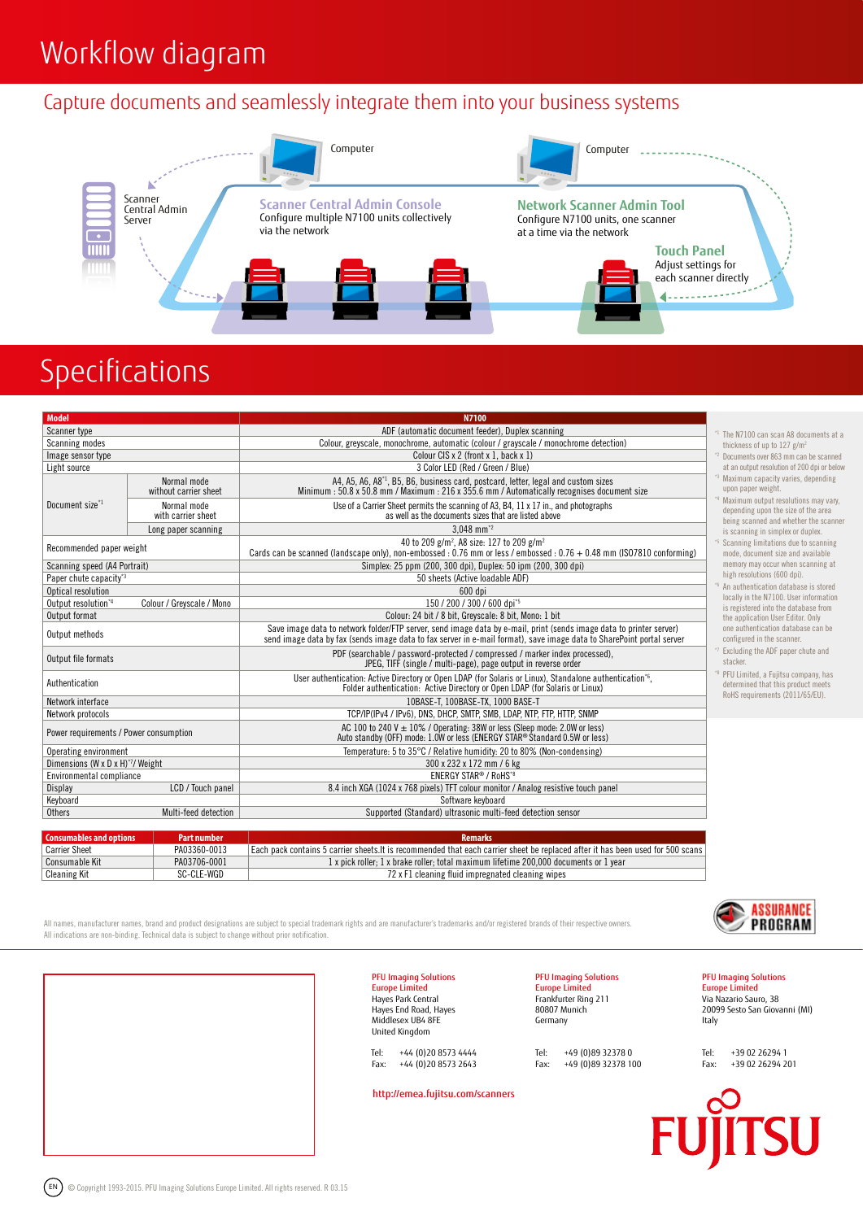# Workflow diagram

## Capture documents and seamlessly integrate them into your business systems

Computer

Computer

Scanner Central Admin Server

**Scanner Central Admin Console**
Configure multiple N7100 units collectively via the network

**Network Scanner Admin Tool**
Configure N7100 units, one scanner at a time via the network

**Touch Panel**
Adjust settings for each scanner directly

# Specifications

| Model | | N7100 |
|---|---|---|
| Scanner type | | ADF (automatic document feeder), Duplex scanning |
| Scanning modes | | Colour, greyscale, monochrome, automatic (colour / grayscale / monochrome detection) |
| Image sensor type | | Colour CIS x 2 (front x 1, back x 1) |
| Light source | | 3 Color LED (Red / Green / Blue) |
| Document size[*1] | Normal mode without carrier sheet | A4, A5, A6, A8[*1], B5, B6, business card, postcard, letter, legal and custom sizes Minimum : 50.8 x 50.8 mm / Maximum : 216 x 355.6 mm / Automatically recognises document size |
| | Normal mode with carrier sheet | Use of a Carrier Sheet permits the scanning of A3, B4, 11 x 17 in., and photographs as well as the documents sizes that are listed above |
| | Long paper scanning | 3,048 mm[*2] |
| Recommended paper weight | | 40 to 209 g/m², A8 size: 127 to 209 g/m² Cards can be scanned (landscape only), non-embossed : 0.76 mm or less / embossed : 0.76 + 0.48 mm (ISO7810 conforming) |
| Scanning speed (A4 Portrait) | | Simplex: 25 ppm (200, 300 dpi), Duplex: 50 ipm (200, 300 dpi) |
| Paper chute capacity[*3] | | 50 sheets (Active loadable ADF) |
| Optical resolution | | 600 dpi |
| Output resolution[*4] | Colour / Greyscale / Mono | 150 / 200 / 300 / 600 dpi[*5] |
| Output format | | Colour: 24 bit / 8 bit, Greyscale: 8 bit, Mono: 1 bit |
| Output methods | | Save image data to network folder/FTP server, send image data by e-mail, print (sends image data to printer server) send image data by fax (sends image data to fax server in e-mail format), save image data to SharePoint portal server |
| Output file formats | | PDF (searchable / password-protected / compressed / marker index processed), JPEG, TIFF (single / multi-page), page output in reverse order |
| Authentication | | User authentication: Active Directory or Open LDAP (for Solaris or Linux), Standalone authentication[*6], Folder authentication: Active Directory or Open LDAP (for Solaris or Linux) |
| Network interface | | 10BASE-T, 100BASE-TX, 1000 BASE-T |
| Network protocols | | TCP/IP(IPv4 / IPv6), DNS, DHCP, SMTP, SMB, LDAP, NTP, FTP, HTTP, SNMP |
| Power requirements / Power consumption | | AC 100 to 240 V ± 10% / Operating: 38W or less (Sleep mode: 2.0W or less) Auto standby (OFF) mode: 1.0W or less (ENERGY STAR® Standard 0.5W or less) |
| Operating environment | | Temperature: 5 to 35°C / Relative humidity: 20 to 80% (Non-condensing) |
| Dimensions (W x D x H)[*7]/ Weight | | 300 x 232 x 172 mm / 6 kg |
| Environmental compliance | | ENERGY STAR® / RoHS[*8] |
| Display | LCD / Touch panel | 8.4 inch XGA (1024 x 768 pixels) TFT colour monitor / Analog resistive touch panel |
| Keyboard | | Software keyboard |
| Others | Multi-feed detection | Supported (Standard) ultrasonic multi-feed detection sensor |

[*1] The N7100 can scan A8 documents at a thickness of up to 127 g/m²
[*2] Documents over 863 mm can be scanned at an output resolution of 200 dpi or below
[*3] Maximum capacity varies, depending upon paper weight.
[*4] Maximum output resolutions may vary, depending upon the size of the area being scanned and whether the scanner is scanning in simplex or duplex.
[*5] Scanning limitations due to scanning mode, document size and available memory may occur when scanning at high resolutions (600 dpi).
[*6] An authentication database is stored locally in the N7100. User information is registered into the database from the application User Editor. Only one authentication database can be configured in the scanner.
[*7] Excluding the ADF paper chute and stacker.
[*8] PFU Limited, a Fujitsu company, has determined that this product meets RoHS requirements (2011/65/EU).

| Consumables and options | Part number | Remarks |
|---|---|---|
| Carrier Sheet | PA03360-0013 | Each pack contains 5 carrier sheets.It is recommended that each carrier sheet be replaced after it has been used for 500 scans |
| Consumable Kit | PA03706-0001 | 1 x pick roller; 1 x brake roller; total maximum lifetime 200,000 documents or 1 year |
| Cleaning Kit | SC-CLE-WGD | 72 x F1 cleaning fluid impregnated cleaning wipes |

ASSURANCE PROGRAM

All names, manufacturer names, brand and product designations are subject to special trademark rights and are manufacturer's trademarks and/or registered brands of their respective owners.
All indications are non-binding. Technical data is subject to change without prior notification.

**PFU Imaging Solutions Europe Limited**
Hayes Park Central
Hayes End Road, Hayes
Middlesex UB4 8FE
United Kingdom

Tel: +44 (0)20 8573 4444
Fax: +44 (0)20 8573 2643

**PFU Imaging Solutions Europe Limited**
Frankfurter Ring 211
80807 Munich
Germany

Tel: +49 (0)89 32378 0
Fax: +49 (0)89 32378 100

**PFU Imaging Solutions Europe Limited**
Via Nazario Sauro, 38
20099 Sesto San Giovanni (MI)
Italy

Tel: +39 02 26294 1
Fax: +39 02 26294 201

http://emea.fujitsu.com/scanners

FUJITSU

EN © Copyright 1993-2015. PFU Imaging Solutions Europe Limited. All rights reserved. R 03.15